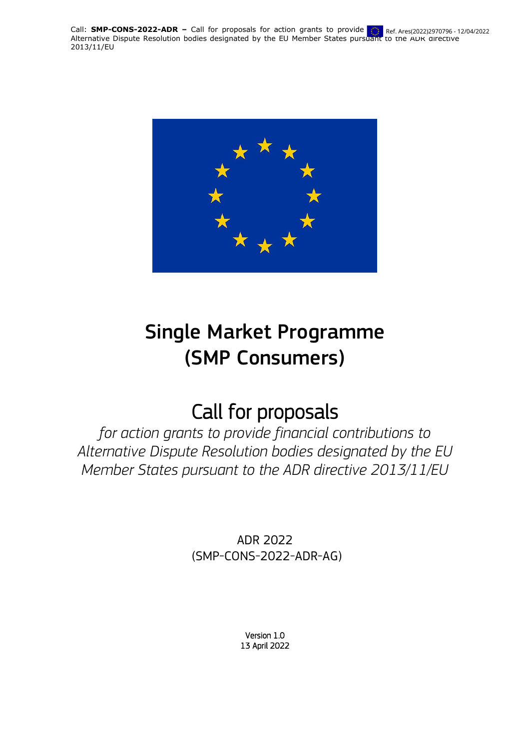# Single Market Programme (SMP Consumers)

## Call for proposals

*for action grants to provide financial contributions to Alternative Dispute Resolution bodies designated by the EU Member States pursuant to the ADR directive 2013/11/EU*

ADR 2022
(SMP-CONS-2022-ADR-AG)

Version 1.0
13 April 2022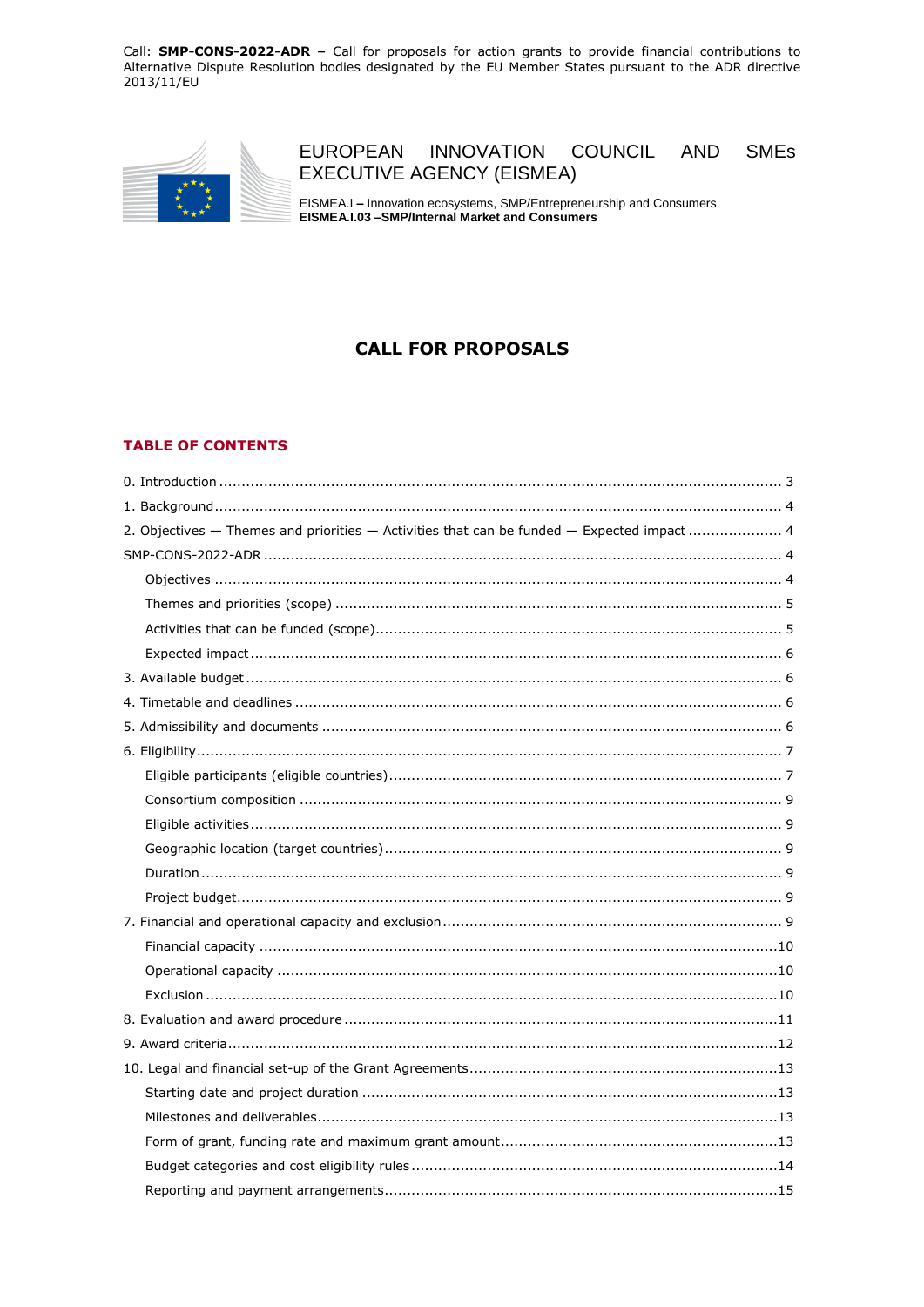Call: **SMP-CONS-2022-ADR –** Call for proposals for action grants to provide financial contributions to Alternative Dispute Resolution bodies designated by the EU Member States pursuant to the ADR directive 2013/11/EU

EUROPEAN INNOVATION COUNCIL AND SMEs EXECUTIVE AGENCY (EISMEA)

EISMEA.I **–** Innovation ecosystems, SMP/Entrepreneurship and Consumers
**EISMEA.I.03 –SMP/Internal Market and Consumers**

# CALL FOR PROPOSALS

## TABLE OF CONTENTS

0. Introduction ..... 3
1. Background ..... 4
2. Objectives — Themes and priorities — Activities that can be funded — Expected impact ..... 4

SMP-CONS-2022-ADR ..... 4
- Objectives ..... 4
- Themes and priorities (scope) ..... 5
- Activities that can be funded (scope) ..... 5
- Expected impact ..... 6

3. Available budget ..... 6
4. Timetable and deadlines ..... 6
5. Admissibility and documents ..... 6
6. Eligibility ..... 7
   - Eligible participants (eligible countries) ..... 7
   - Consortium composition ..... 9
   - Eligible activities ..... 9
   - Geographic location (target countries) ..... 9
   - Duration ..... 9
   - Project budget ..... 9
7. Financial and operational capacity and exclusion ..... 9
   - Financial capacity ..... 10
   - Operational capacity ..... 10
   - Exclusion ..... 10
8. Evaluation and award procedure ..... 11
9. Award criteria ..... 12
10. Legal and financial set-up of the Grant Agreements ..... 13
    - Starting date and project duration ..... 13
    - Milestones and deliverables ..... 13
    - Form of grant, funding rate and maximum grant amount ..... 13
    - Budget categories and cost eligibility rules ..... 14
    - Reporting and payment arrangements ..... 15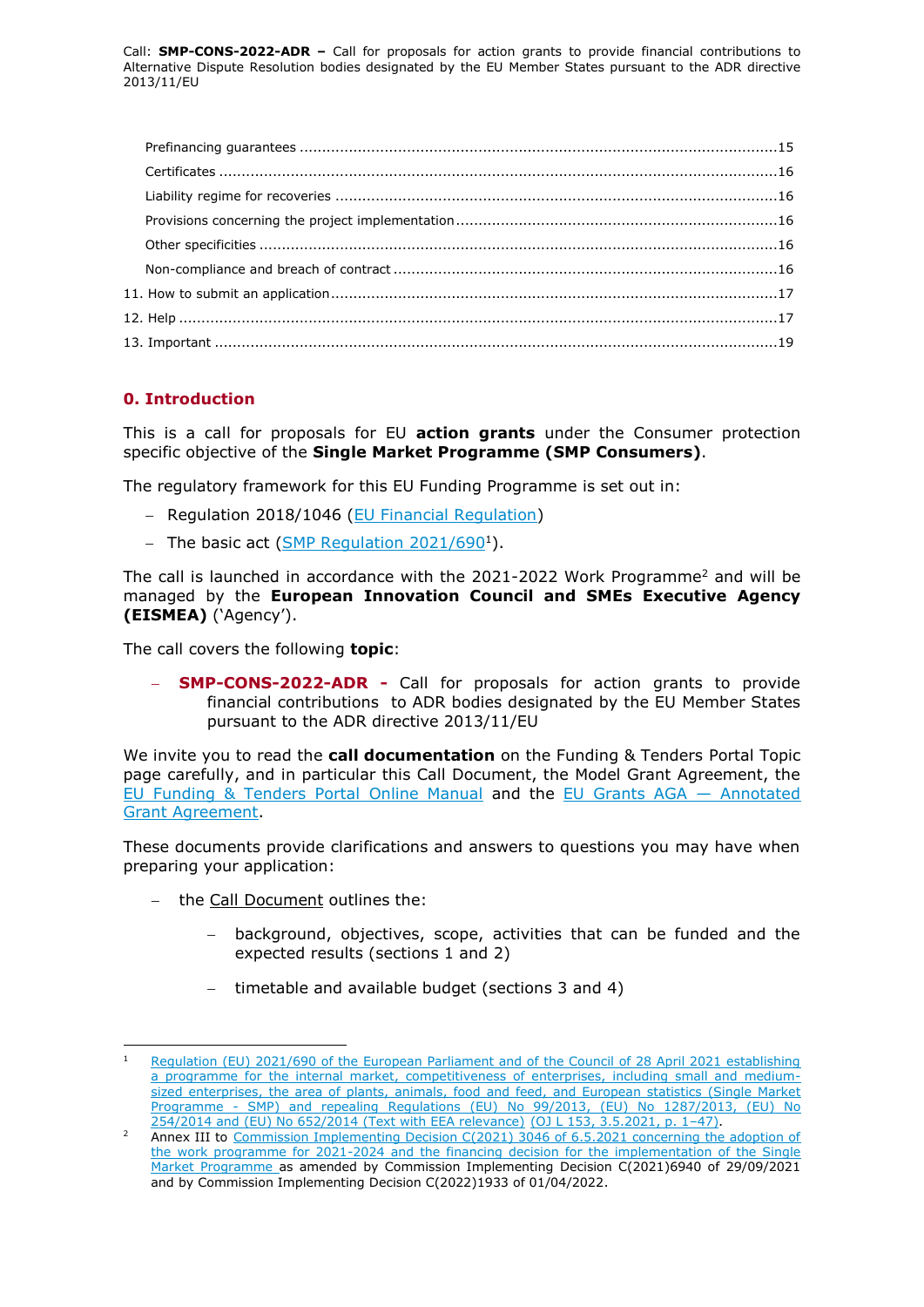Prefinancing guarantees ....................................................................................................15

Certificates ......................................................................................................................16

Liability regime for recoveries ............................................................................................16

Provisions concerning the project implementation .................................................................16

Other specificities .............................................................................................................16

Non-compliance and breach of contract ...............................................................................16

11. How to submit an application ............................................................................................17

12. Help ..................................................................................................................................17

13. Important ..........................................................................................................................19

## 0. Introduction

This is a call for proposals for EU **action grants** under the Consumer protection specific objective of the **Single Market Programme (SMP Consumers)**.

The regulatory framework for this EU Funding Programme is set out in:

- Regulation 2018/1046 (EU Financial Regulation)
- The basic act (SMP Regulation 2021/690[1]).

The call is launched in accordance with the 2021-2022 Work Programme[2] and will be managed by the **European Innovation Council and SMEs Executive Agency (EISMEA)** ('Agency').

The call covers the following **topic**:

- **SMP-CONS-2022-ADR -** Call for proposals for action grants to provide financial contributions to ADR bodies designated by the EU Member States pursuant to the ADR directive 2013/11/EU

We invite you to read the **call documentation** on the Funding & Tenders Portal Topic page carefully, and in particular this Call Document, the Model Grant Agreement, the EU Funding & Tenders Portal Online Manual and the EU Grants AGA — Annotated Grant Agreement.

These documents provide clarifications and answers to questions you may have when preparing your application:

- the Call Document outlines the:
  - background, objectives, scope, activities that can be funded and the expected results (sections 1 and 2)
  - timetable and available budget (sections 3 and 4)

---

[1] Regulation (EU) 2021/690 of the European Parliament and of the Council of 28 April 2021 establishing a programme for the internal market, competitiveness of enterprises, including small and medium-sized enterprises, the area of plants, animals, food and feed, and European statistics (Single Market Programme - SMP) and repealing Regulations (EU) No 99/2013, (EU) No 1287/2013, (EU) No 254/2014 and (EU) No 652/2014 (Text with EEA relevance) (OJ L 153, 3.5.2021, p. 1–47).

[2] Annex III to Commission Implementing Decision C(2021) 3046 of 6.5.2021 concerning the adoption of the work programme for 2021-2024 and the financing decision for the implementation of the Single Market Programme as amended by Commission Implementing Decision C(2021)6940 of 29/09/2021 and by Commission Implementing Decision C(2022)1933 of 01/04/2022.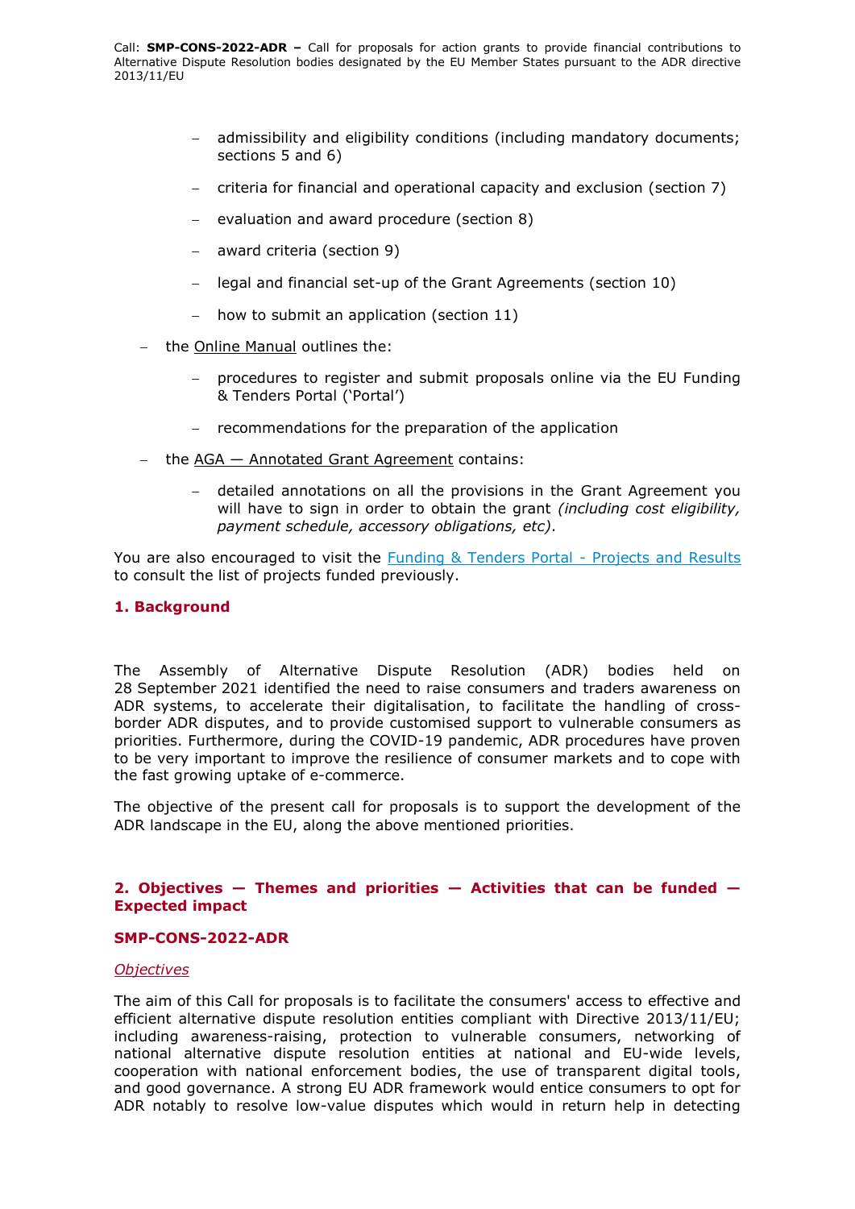- admissibility and eligibility conditions (including mandatory documents; sections 5 and 6)
   - criteria for financial and operational capacity and exclusion (section 7)
   - evaluation and award procedure (section 8)
   - award criteria (section 9)
   - legal and financial set-up of the Grant Agreements (section 10)
   - how to submit an application (section 11)
- the Online Manual outlines the:
   - procedures to register and submit proposals online via the EU Funding & Tenders Portal ('Portal')
   - recommendations for the preparation of the application
- the AGA — Annotated Grant Agreement contains:
   - detailed annotations on all the provisions in the Grant Agreement you will have to sign in order to obtain the grant *(including cost eligibility, payment schedule, accessory obligations, etc)*.

You are also encouraged to visit the [Funding & Tenders Portal - Projects and Results](#) to consult the list of projects funded previously.

## 1. Background

The Assembly of Alternative Dispute Resolution (ADR) bodies held on 28 September 2021 identified the need to raise consumers and traders awareness on ADR systems, to accelerate their digitalisation, to facilitate the handling of cross-border ADR disputes, and to provide customised support to vulnerable consumers as priorities. Furthermore, during the COVID-19 pandemic, ADR procedures have proven to be very important to improve the resilience of consumer markets and to cope with the fast growing uptake of e-commerce.

The objective of the present call for proposals is to support the development of the ADR landscape in the EU, along the above mentioned priorities.

## 2. Objectives — Themes and priorities — Activities that can be funded — Expected impact

### SMP-CONS-2022-ADR

*Objectives*

The aim of this Call for proposals is to facilitate the consumers' access to effective and efficient alternative dispute resolution entities compliant with Directive 2013/11/EU; including awareness-raising, protection to vulnerable consumers, networking of national alternative dispute resolution entities at national and EU-wide levels, cooperation with national enforcement bodies, the use of transparent digital tools, and good governance. A strong EU ADR framework would entice consumers to opt for ADR notably to resolve low-value disputes which would in return help in detecting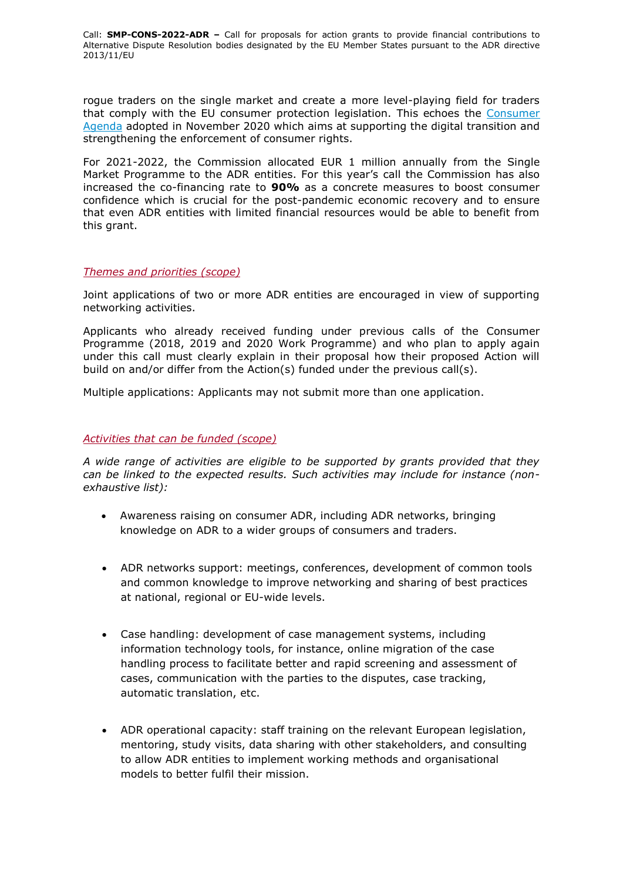rogue traders on the single market and create a more level-playing field for traders that comply with the EU consumer protection legislation. This echoes the [Consumer Agenda](#) adopted in November 2020 which aims at supporting the digital transition and strengthening the enforcement of consumer rights.

For 2021-2022, the Commission allocated EUR 1 million annually from the Single Market Programme to the ADR entities. For this year's call the Commission has also increased the co-financing rate to **90%** as a concrete measures to boost consumer confidence which is crucial for the post-pandemic economic recovery and to ensure that even ADR entities with limited financial resources would be able to benefit from this grant.

*Themes and priorities (scope)*

Joint applications of two or more ADR entities are encouraged in view of supporting networking activities.

Applicants who already received funding under previous calls of the Consumer Programme (2018, 2019 and 2020 Work Programme) and who plan to apply again under this call must clearly explain in their proposal how their proposed Action will build on and/or differ from the Action(s) funded under the previous call(s).

Multiple applications: Applicants may not submit more than one application.

*Activities that can be funded (scope)*

*A wide range of activities are eligible to be supported by grants provided that they can be linked to the expected results. Such activities may include for instance (non-exhaustive list):*

- Awareness raising on consumer ADR, including ADR networks, bringing knowledge on ADR to a wider groups of consumers and traders.

- ADR networks support: meetings, conferences, development of common tools and common knowledge to improve networking and sharing of best practices at national, regional or EU-wide levels.

- Case handling: development of case management systems, including information technology tools, for instance, online migration of the case handling process to facilitate better and rapid screening and assessment of cases, communication with the parties to the disputes, case tracking, automatic translation, etc.

- ADR operational capacity: staff training on the relevant European legislation, mentoring, study visits, data sharing with other stakeholders, and consulting to allow ADR entities to implement working methods and organisational models to better fulfil their mission.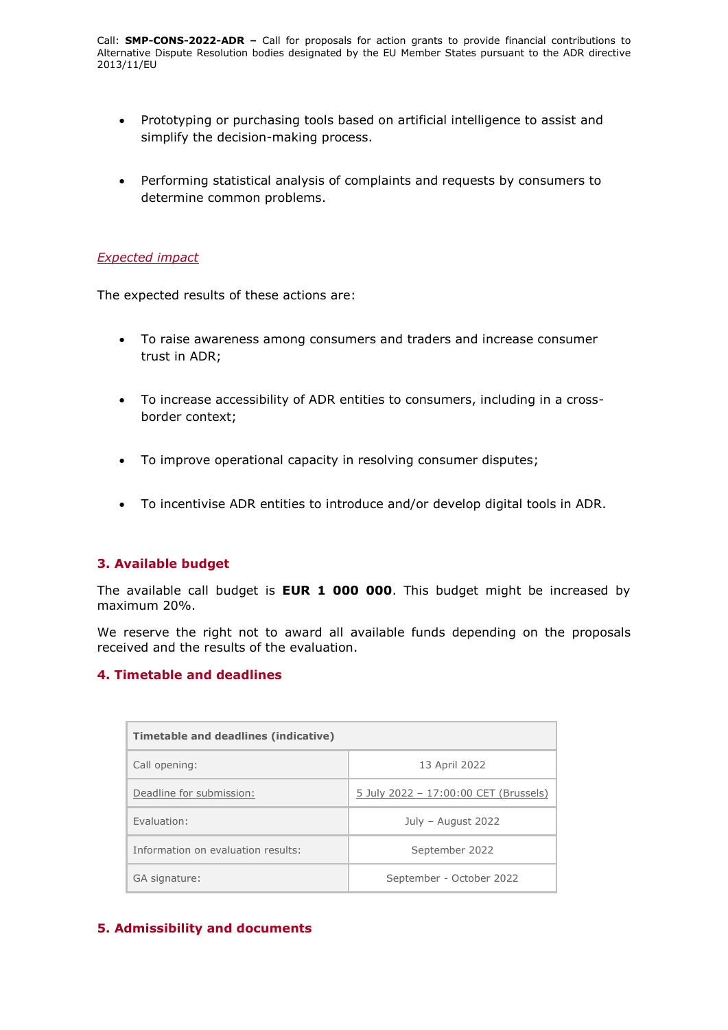- Prototyping or purchasing tools based on artificial intelligence to assist and simplify the decision-making process.

- Performing statistical analysis of complaints and requests by consumers to determine common problems.

*Expected impact*

The expected results of these actions are:

- To raise awareness among consumers and traders and increase consumer trust in ADR;

- To increase accessibility of ADR entities to consumers, including in a cross-border context;

- To improve operational capacity in resolving consumer disputes;

- To incentivise ADR entities to introduce and/or develop digital tools in ADR.

## 3. Available budget

The available call budget is **EUR 1 000 000**. This budget might be increased by maximum 20%.

We reserve the right not to award all available funds depending on the proposals received and the results of the evaluation.

## 4. Timetable and deadlines

| Timetable and deadlines (indicative) | |
|---|---|
| Call opening: | 13 April 2022 |
| Deadline for submission: | 5 July 2022 – 17:00:00 CET (Brussels) |
| Evaluation: | July – August 2022 |
| Information on evaluation results: | September 2022 |
| GA signature: | September - October 2022 |

## 5. Admissibility and documents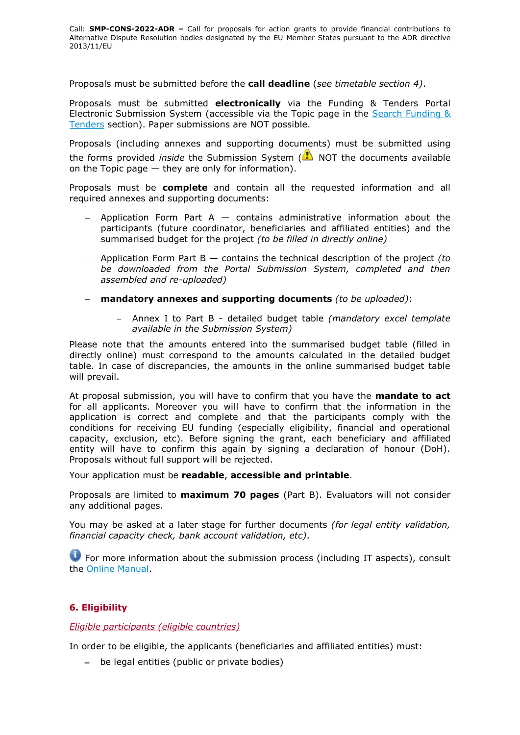Proposals must be submitted before the **call deadline** (*see timetable section 4)*.

Proposals must be submitted **electronically** via the Funding & Tenders Portal Electronic Submission System (accessible via the Topic page in the [Search Funding & Tenders]() section). Paper submissions are NOT possible.

Proposals (including annexes and supporting documents) must be submitted using the forms provided *inside* the Submission System (⚠ NOT the documents available on the Topic page — they are only for information).

Proposals must be **complete** and contain all the requested information and all required annexes and supporting documents:

- Application Form Part A — contains administrative information about the participants (future coordinator, beneficiaries and affiliated entities) and the summarised budget for the project *(to be filled in directly online)*
- Application Form Part B — contains the technical description of the project *(to be downloaded from the Portal Submission System, completed and then assembled and re-uploaded)*
- **mandatory annexes and supporting documents** *(to be uploaded)*:
  - Annex I to Part B - detailed budget table *(mandatory excel template available in the Submission System)*

Please note that the amounts entered into the summarised budget table (filled in directly online) must correspond to the amounts calculated in the detailed budget table. In case of discrepancies, the amounts in the online summarised budget table will prevail.

At proposal submission, you will have to confirm that you have the **mandate to act** for all applicants. Moreover you will have to confirm that the information in the application is correct and complete and that the participants comply with the conditions for receiving EU funding (especially eligibility, financial and operational capacity, exclusion, etc). Before signing the grant, each beneficiary and affiliated entity will have to confirm this again by signing a declaration of honour (DoH). Proposals without full support will be rejected.

Your application must be **readable**, **accessible and printable**.

Proposals are limited to **maximum 70 pages** (Part B). Evaluators will not consider any additional pages.

You may be asked at a later stage for further documents *(for legal entity validation, financial capacity check, bank account validation, etc)*.

ℹ For more information about the submission process (including IT aspects), consult the [Online Manual]().

## 6. Eligibility

*Eligible participants (eligible countries)*

In order to be eligible, the applicants (beneficiaries and affiliated entities) must:

- be legal entities (public or private bodies)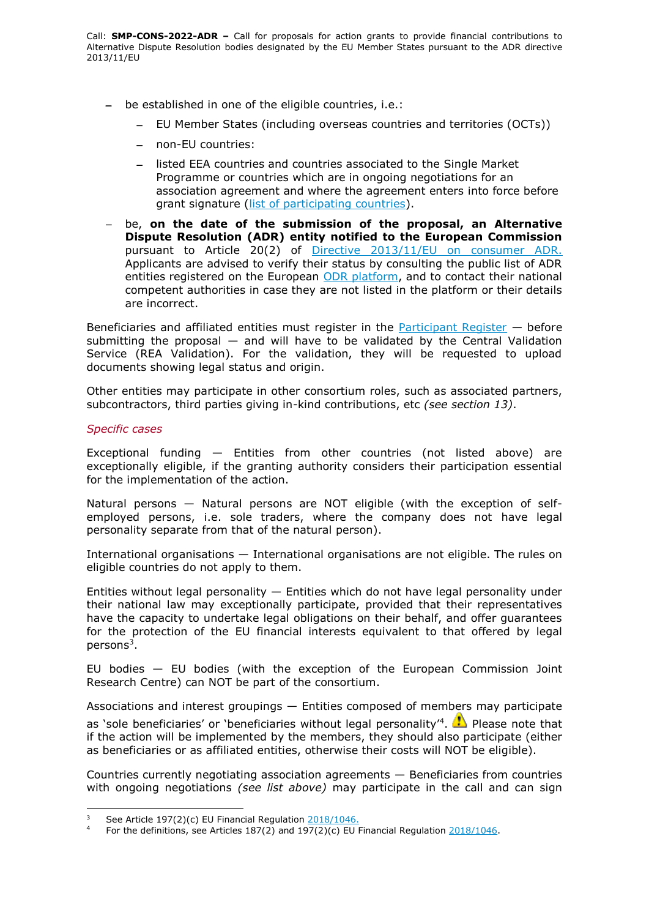- be established in one of the eligible countries, i.e.:
  - EU Member States (including overseas countries and territories (OCTs))
  - non-EU countries:
  - listed EEA countries and countries associated to the Single Market Programme or countries which are in ongoing negotiations for an association agreement and where the agreement enters into force before grant signature (list of participating countries).
- be, **on the date of the submission of the proposal, an Alternative Dispute Resolution (ADR) entity notified to the European Commission** pursuant to Article 20(2) of Directive 2013/11/EU on consumer ADR. Applicants are advised to verify their status by consulting the public list of ADR entities registered on the European ODR platform, and to contact their national competent authorities in case they are not listed in the platform or their details are incorrect.

Beneficiaries and affiliated entities must register in the Participant Register — before submitting the proposal — and will have to be validated by the Central Validation Service (REA Validation). For the validation, they will be requested to upload documents showing legal status and origin.

Other entities may participate in other consortium roles, such as associated partners, subcontractors, third parties giving in-kind contributions, etc *(see section 13)*.

*Specific cases*

Exceptional funding — Entities from other countries (not listed above) are exceptionally eligible, if the granting authority considers their participation essential for the implementation of the action.

Natural persons — Natural persons are NOT eligible (with the exception of self-employed persons, i.e. sole traders, where the company does not have legal personality separate from that of the natural person).

International organisations — International organisations are not eligible. The rules on eligible countries do not apply to them.

Entities without legal personality — Entities which do not have legal personality under their national law may exceptionally participate, provided that their representatives have the capacity to undertake legal obligations on their behalf, and offer guarantees for the protection of the EU financial interests equivalent to that offered by legal persons[3].

EU bodies — EU bodies (with the exception of the European Commission Joint Research Centre) can NOT be part of the consortium.

Associations and interest groupings — Entities composed of members may participate as 'sole beneficiaries' or 'beneficiaries without legal personality'[4]. ⚠ Please note that if the action will be implemented by the members, they should also participate (either as beneficiaries or as affiliated entities, otherwise their costs will NOT be eligible).

Countries currently negotiating association agreements — Beneficiaries from countries with ongoing negotiations *(see list above)* may participate in the call and can sign

---

[3] See Article 197(2)(c) EU Financial Regulation 2018/1046.

[4] For the definitions, see Articles 187(2) and 197(2)(c) EU Financial Regulation 2018/1046.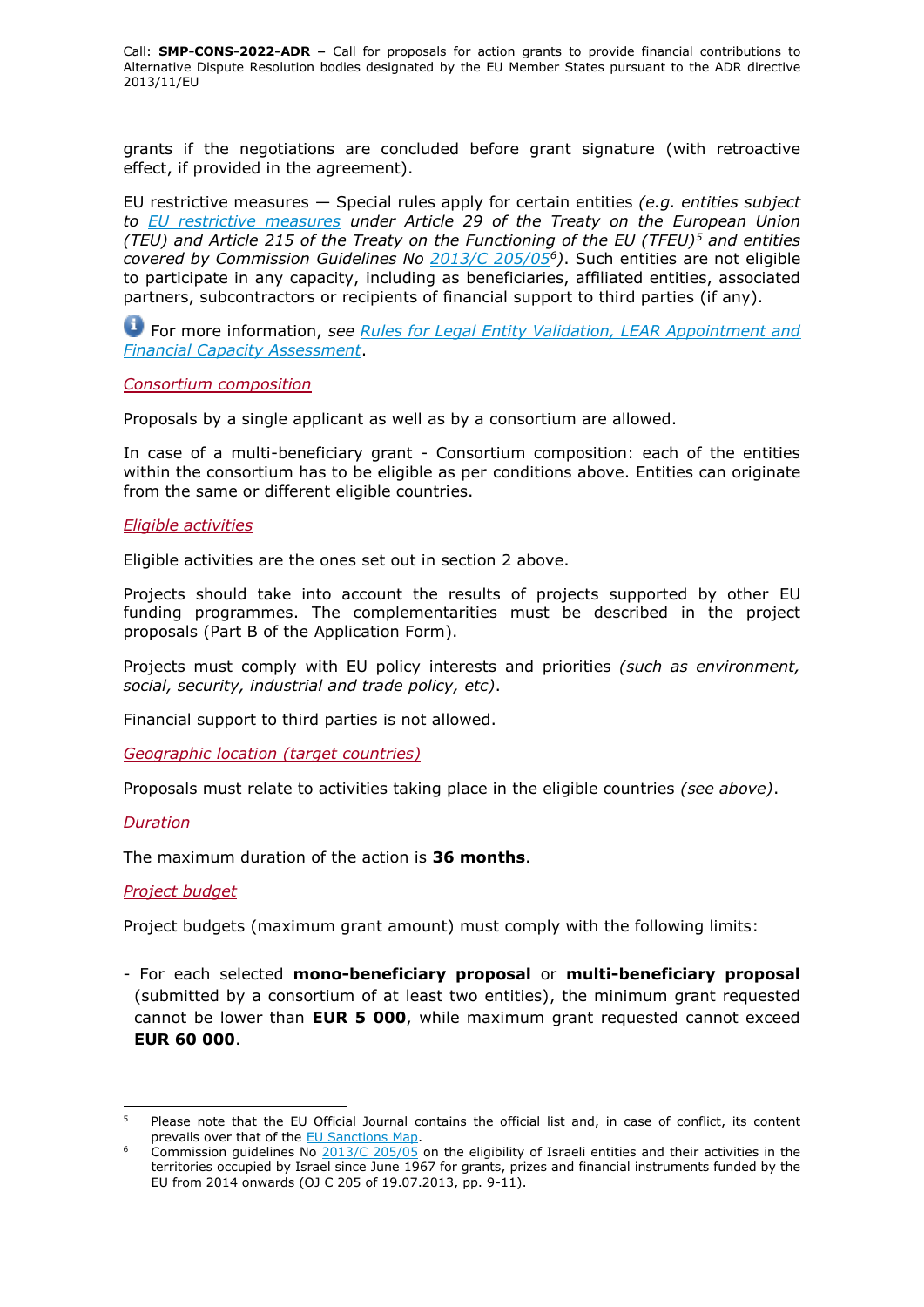grants if the negotiations are concluded before grant signature (with retroactive effect, if provided in the agreement).

EU restrictive measures — Special rules apply for certain entities *(e.g. entities subject to [EU restrictive measures](#) under Article 29 of the Treaty on the European Union (TEU) and Article 215 of the Treaty on the Functioning of the EU (TFEU)*[5] *and entities covered by Commission Guidelines No [2013/C 205/05](#)*[6]*)*. Such entities are not eligible to participate in any capacity, including as beneficiaries, affiliated entities, associated partners, subcontractors or recipients of financial support to third parties (if any).

For more information, *see* [*Rules for Legal Entity Validation, LEAR Appointment and Financial Capacity Assessment*](#).

*Consortium composition*

Proposals by a single applicant as well as by a consortium are allowed.

In case of a multi-beneficiary grant - Consortium composition: each of the entities within the consortium has to be eligible as per conditions above. Entities can originate from the same or different eligible countries.

*Eligible activities*

Eligible activities are the ones set out in section 2 above.

Projects should take into account the results of projects supported by other EU funding programmes. The complementarities must be described in the project proposals (Part B of the Application Form).

Projects must comply with EU policy interests and priorities *(such as environment, social, security, industrial and trade policy, etc)*.

Financial support to third parties is not allowed.

*Geographic location (target countries)*

Proposals must relate to activities taking place in the eligible countries *(see above)*.

*Duration*

The maximum duration of the action is **36 months**.

*Project budget*

Project budgets (maximum grant amount) must comply with the following limits:

- For each selected **mono-beneficiary proposal** or **multi-beneficiary proposal** (submitted by a consortium of at least two entities), the minimum grant requested cannot be lower than **EUR 5 000**, while maximum grant requested cannot exceed **EUR 60 000**.

---

[5] Please note that the EU Official Journal contains the official list and, in case of conflict, its content prevails over that of the [EU Sanctions Map](#).

[6] Commission guidelines No [2013/C 205/05](#) on the eligibility of Israeli entities and their activities in the territories occupied by Israel since June 1967 for grants, prizes and financial instruments funded by the EU from 2014 onwards (OJ C 205 of 19.07.2013, pp. 9-11).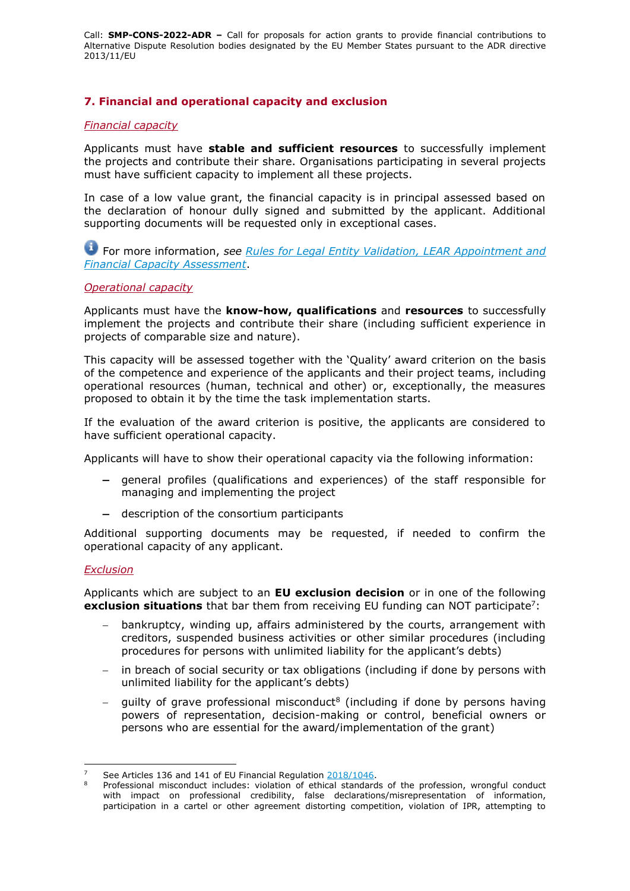## 7. Financial and operational capacity and exclusion

*Financial capacity*

Applicants must have **stable and sufficient resources** to successfully implement the projects and contribute their share. Organisations participating in several projects must have sufficient capacity to implement all these projects.

In case of a low value grant, the financial capacity is in principal assessed based on the declaration of honour dully signed and submitted by the applicant. Additional supporting documents will be requested only in exceptional cases.

For more information, *see* [*Rules for Legal Entity Validation, LEAR Appointment and Financial Capacity Assessment*](#).

*Operational capacity*

Applicants must have the **know-how, qualifications** and **resources** to successfully implement the projects and contribute their share (including sufficient experience in projects of comparable size and nature).

This capacity will be assessed together with the 'Quality' award criterion on the basis of the competence and experience of the applicants and their project teams, including operational resources (human, technical and other) or, exceptionally, the measures proposed to obtain it by the time the task implementation starts.

If the evaluation of the award criterion is positive, the applicants are considered to have sufficient operational capacity.

Applicants will have to show their operational capacity via the following information:

- general profiles (qualifications and experiences) of the staff responsible for managing and implementing the project
- description of the consortium participants

Additional supporting documents may be requested, if needed to confirm the operational capacity of any applicant.

*Exclusion*

Applicants which are subject to an **EU exclusion decision** or in one of the following **exclusion situations** that bar them from receiving EU funding can NOT participate[7]:

- bankruptcy, winding up, affairs administered by the courts, arrangement with creditors, suspended business activities or other similar procedures (including procedures for persons with unlimited liability for the applicant's debts)
- in breach of social security or tax obligations (including if done by persons with unlimited liability for the applicant's debts)
- guilty of grave professional misconduct[8] (including if done by persons having powers of representation, decision-making or control, beneficial owners or persons who are essential for the award/implementation of the grant)

---

[7] See Articles 136 and 141 of EU Financial Regulation [2018/1046](#).

[8] Professional misconduct includes: violation of ethical standards of the profession, wrongful conduct with impact on professional credibility, false declarations/misrepresentation of information, participation in a cartel or other agreement distorting competition, violation of IPR, attempting to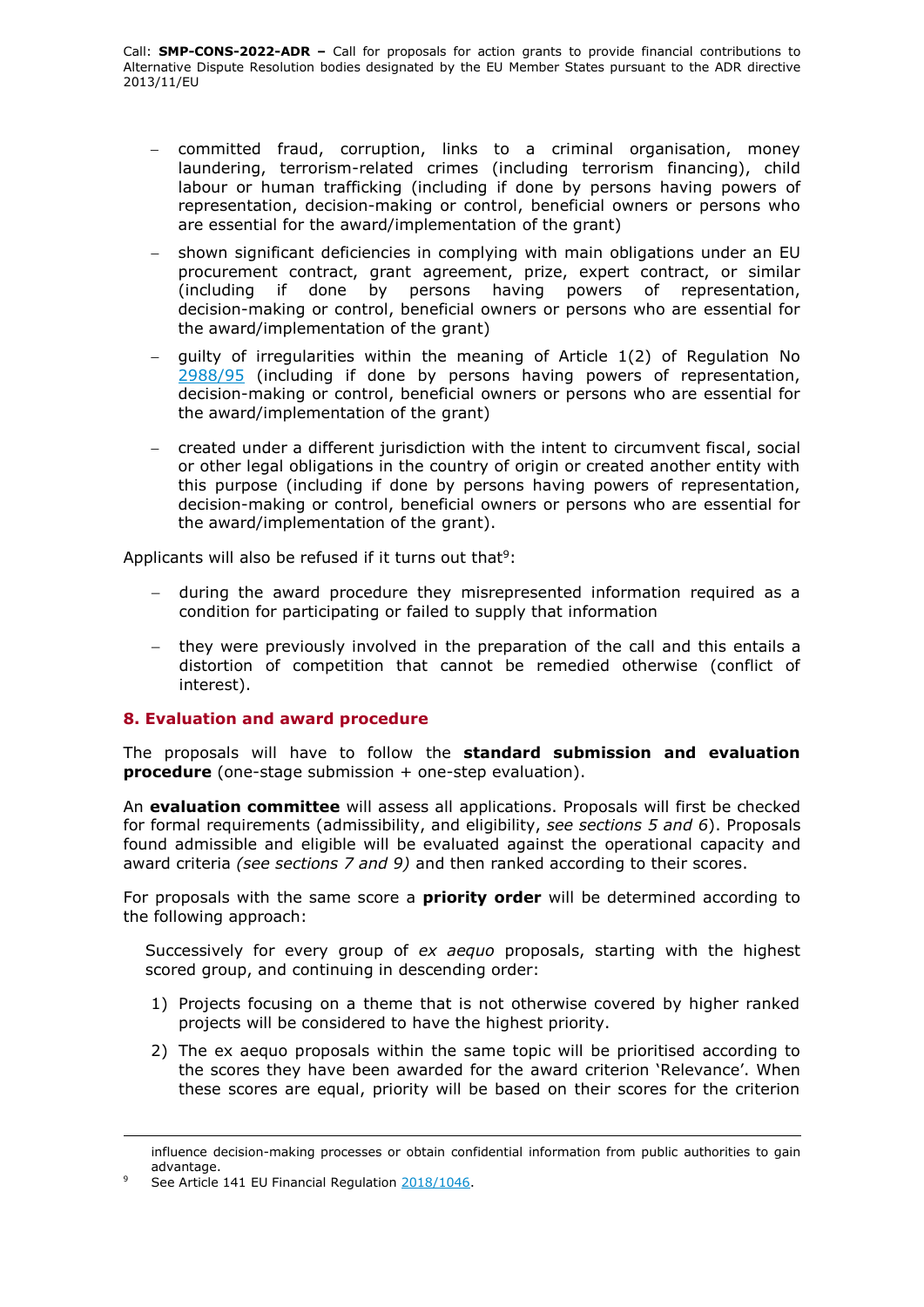- committed fraud, corruption, links to a criminal organisation, money laundering, terrorism-related crimes (including terrorism financing), child labour or human trafficking (including if done by persons having powers of representation, decision-making or control, beneficial owners or persons who are essential for the award/implementation of the grant)
- shown significant deficiencies in complying with main obligations under an EU procurement contract, grant agreement, prize, expert contract, or similar (including if done by persons having powers of representation, decision-making or control, beneficial owners or persons who are essential for the award/implementation of the grant)
- guilty of irregularities within the meaning of Article 1(2) of Regulation No 2988/95 (including if done by persons having powers of representation, decision-making or control, beneficial owners or persons who are essential for the award/implementation of the grant)
- created under a different jurisdiction with the intent to circumvent fiscal, social or other legal obligations in the country of origin or created another entity with this purpose (including if done by persons having powers of representation, decision-making or control, beneficial owners or persons who are essential for the award/implementation of the grant).

Applicants will also be refused if it turns out that[9]:

- during the award procedure they misrepresented information required as a condition for participating or failed to supply that information
- they were previously involved in the preparation of the call and this entails a distortion of competition that cannot be remedied otherwise (conflict of interest).

## 8. Evaluation and award procedure

The proposals will have to follow the **standard submission and evaluation procedure** (one-stage submission + one-step evaluation).

An **evaluation committee** will assess all applications. Proposals will first be checked for formal requirements (admissibility, and eligibility, *see sections 5 and 6*). Proposals found admissible and eligible will be evaluated against the operational capacity and award criteria *(see sections 7 and 9)* and then ranked according to their scores.

For proposals with the same score a **priority order** will be determined according to the following approach:

Successively for every group of *ex aequo* proposals, starting with the highest scored group, and continuing in descending order:

1) Projects focusing on a theme that is not otherwise covered by higher ranked projects will be considered to have the highest priority.
2) The ex aequo proposals within the same topic will be prioritised according to the scores they have been awarded for the award criterion 'Relevance'. When these scores are equal, priority will be based on their scores for the criterion

---

influence decision-making processes or obtain confidential information from public authorities to gain advantage.

[9] See Article 141 EU Financial Regulation 2018/1046.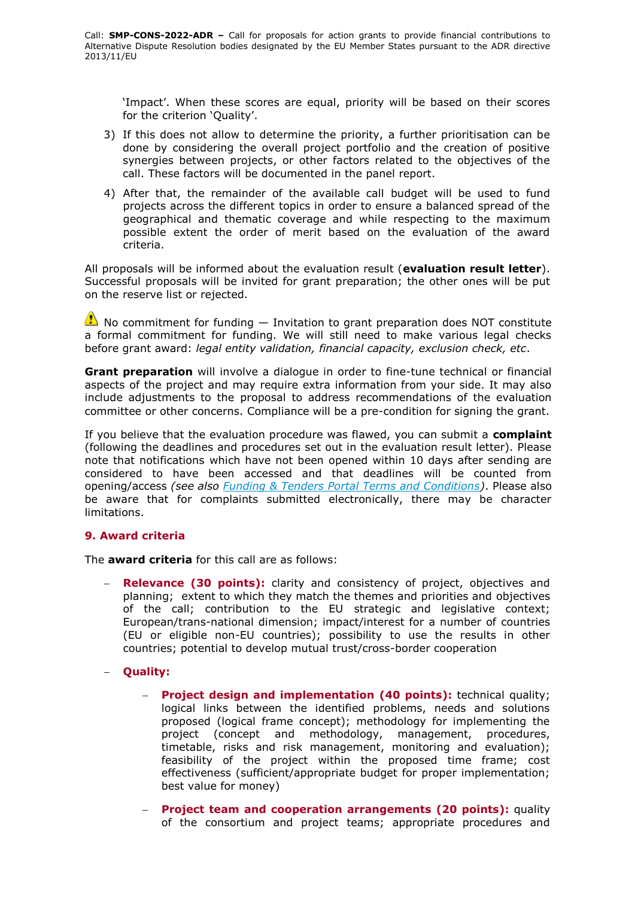'Impact'. When these scores are equal, priority will be based on their scores for the criterion 'Quality'.

3) If this does not allow to determine the priority, a further prioritisation can be done by considering the overall project portfolio and the creation of positive synergies between projects, or other factors related to the objectives of the call. These factors will be documented in the panel report.

4) After that, the remainder of the available call budget will be used to fund projects across the different topics in order to ensure a balanced spread of the geographical and thematic coverage and while respecting to the maximum possible extent the order of merit based on the evaluation of the award criteria.

All proposals will be informed about the evaluation result (**evaluation result letter**). Successful proposals will be invited for grant preparation; the other ones will be put on the reserve list or rejected.

⚠ No commitment for funding — Invitation to grant preparation does NOT constitute a formal commitment for funding. We will still need to make various legal checks before grant award: *legal entity validation, financial capacity, exclusion check, etc*.

**Grant preparation** will involve a dialogue in order to fine-tune technical or financial aspects of the project and may require extra information from your side. It may also include adjustments to the proposal to address recommendations of the evaluation committee or other concerns. Compliance will be a pre-condition for signing the grant.

If you believe that the evaluation procedure was flawed, you can submit a **complaint** (following the deadlines and procedures set out in the evaluation result letter). Please note that notifications which have not been opened within 10 days after sending are considered to have been accessed and that deadlines will be counted from opening/access *(see also [Funding & Tenders Portal Terms and Conditions](Funding & Tenders Portal Terms and Conditions))*. Please also be aware that for complaints submitted electronically, there may be character limitations.

## 9. Award criteria

The **award criteria** for this call are as follows:

- **Relevance (30 points):** clarity and consistency of project, objectives and planning; extent to which they match the themes and priorities and objectives of the call; contribution to the EU strategic and legislative context; European/trans-national dimension; impact/interest for a number of countries (EU or eligible non-EU countries); possibility to use the results in other countries; potential to develop mutual trust/cross-border cooperation

- **Quality:**

  - **Project design and implementation (40 points):** technical quality; logical links between the identified problems, needs and solutions proposed (logical frame concept); methodology for implementing the project (concept and methodology, management, procedures, timetable, risks and risk management, monitoring and evaluation); feasibility of the project within the proposed time frame; cost effectiveness (sufficient/appropriate budget for proper implementation; best value for money)

  - **Project team and cooperation arrangements (20 points):** quality of the consortium and project teams; appropriate procedures and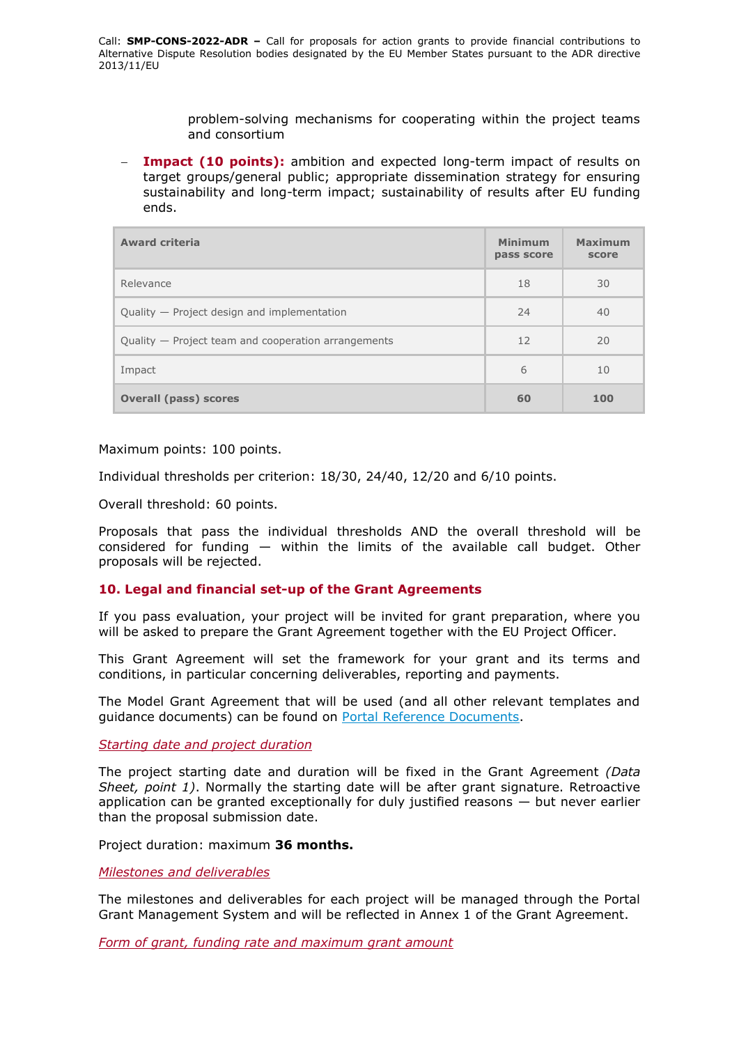problem-solving mechanisms for cooperating within the project teams and consortium

- **Impact (10 points):** ambition and expected long-term impact of results on target groups/general public; appropriate dissemination strategy for ensuring sustainability and long-term impact; sustainability of results after EU funding ends.

| Award criteria | Minimum pass score | Maximum score |
|---|---|---|
| Relevance | 18 | 30 |
| Quality — Project design and implementation | 24 | 40 |
| Quality — Project team and cooperation arrangements | 12 | 20 |
| Impact | 6 | 10 |
| **Overall (pass) scores** | **60** | **100** |

Maximum points: 100 points.

Individual thresholds per criterion: 18/30, 24/40, 12/20 and 6/10 points.

Overall threshold: 60 points.

Proposals that pass the individual thresholds AND the overall threshold will be considered for funding — within the limits of the available call budget. Other proposals will be rejected.

## 10. Legal and financial set-up of the Grant Agreements

If you pass evaluation, your project will be invited for grant preparation, where you will be asked to prepare the Grant Agreement together with the EU Project Officer.

This Grant Agreement will set the framework for your grant and its terms and conditions, in particular concerning deliverables, reporting and payments.

The Model Grant Agreement that will be used (and all other relevant templates and guidance documents) can be found on Portal Reference Documents.

*Starting date and project duration*

The project starting date and duration will be fixed in the Grant Agreement *(Data Sheet, point 1)*. Normally the starting date will be after grant signature. Retroactive application can be granted exceptionally for duly justified reasons — but never earlier than the proposal submission date.

Project duration: maximum **36 months.**

*Milestones and deliverables*

The milestones and deliverables for each project will be managed through the Portal Grant Management System and will be reflected in Annex 1 of the Grant Agreement.

*Form of grant, funding rate and maximum grant amount*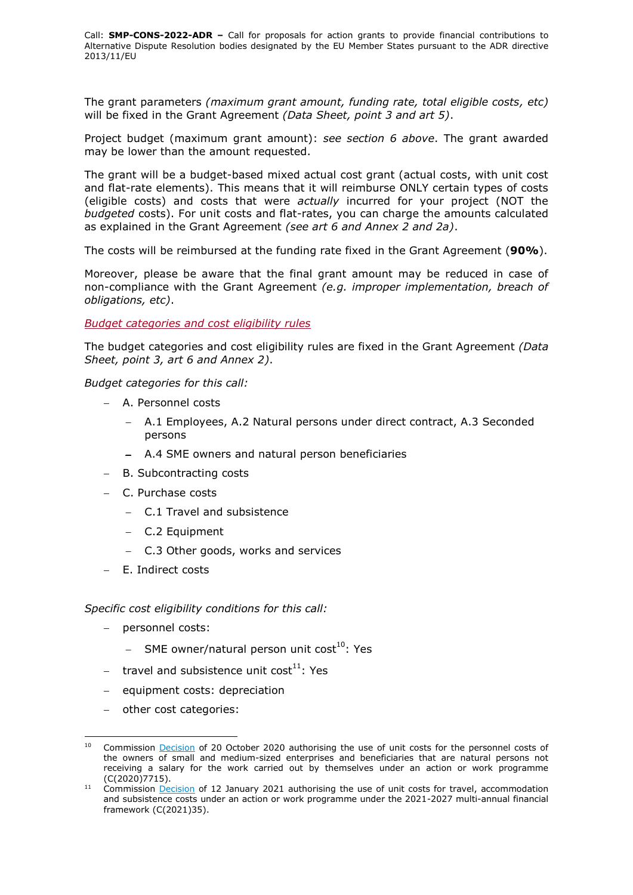The grant parameters *(maximum grant amount, funding rate, total eligible costs, etc)* will be fixed in the Grant Agreement *(Data Sheet, point 3 and art 5)*.

Project budget (maximum grant amount): *see section 6 above*. The grant awarded may be lower than the amount requested.

The grant will be a budget-based mixed actual cost grant (actual costs, with unit cost and flat-rate elements). This means that it will reimburse ONLY certain types of costs (eligible costs) and costs that were *actually* incurred for your project (NOT the *budgeted* costs). For unit costs and flat-rates, you can charge the amounts calculated as explained in the Grant Agreement *(see art 6 and Annex 2 and 2a)*.

The costs will be reimbursed at the funding rate fixed in the Grant Agreement (**90%**).

Moreover, please be aware that the final grant amount may be reduced in case of non-compliance with the Grant Agreement *(e.g. improper implementation, breach of obligations, etc)*.

*Budget categories and cost eligibility rules*

The budget categories and cost eligibility rules are fixed in the Grant Agreement *(Data Sheet, point 3, art 6 and Annex 2)*.

*Budget categories for this call:*

- A. Personnel costs
  - A.1 Employees, A.2 Natural persons under direct contract, A.3 Seconded persons
  - A.4 SME owners and natural person beneficiaries
- B. Subcontracting costs
- C. Purchase costs
  - C.1 Travel and subsistence
  - C.2 Equipment
  - C.3 Other goods, works and services
- E. Indirect costs

*Specific cost eligibility conditions for this call:*

- personnel costs:
  - SME owner/natural person unit cost[10]: Yes
- travel and subsistence unit cost[11]: Yes
- equipment costs: depreciation
- other cost categories:

---

[10] Commission Decision of 20 October 2020 authorising the use of unit costs for the personnel costs of the owners of small and medium-sized enterprises and beneficiaries that are natural persons not receiving a salary for the work carried out by themselves under an action or work programme (C(2020)7715).

[11] Commission Decision of 12 January 2021 authorising the use of unit costs for travel, accommodation and subsistence costs under an action or work programme under the 2021-2027 multi-annual financial framework (C(2021)35).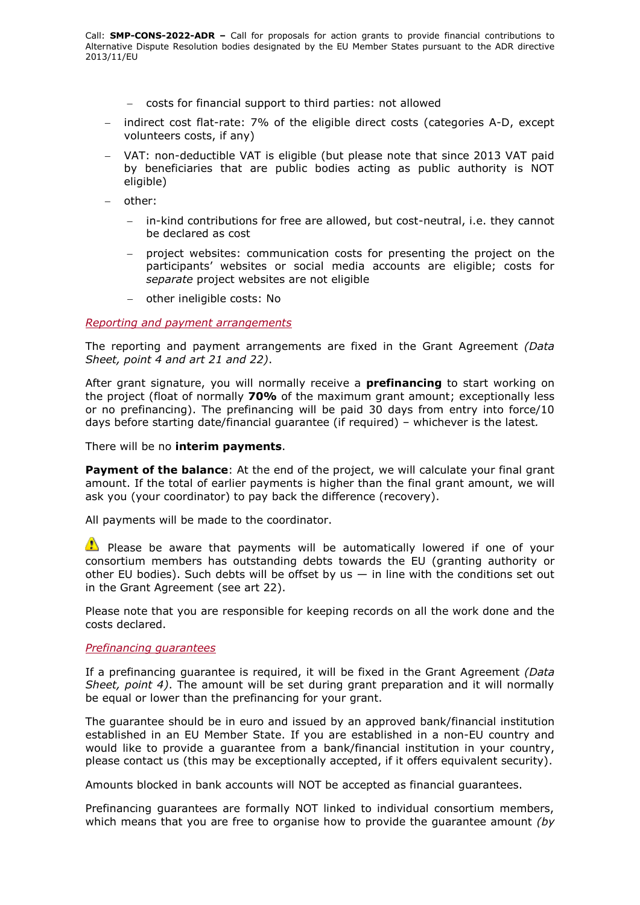- costs for financial support to third parties: not allowed

- indirect cost flat-rate: 7% of the eligible direct costs (categories A-D, except volunteers costs, if any)
- VAT: non-deductible VAT is eligible (but please note that since 2013 VAT paid by beneficiaries that are public bodies acting as public authority is NOT eligible)
- other:
    - in-kind contributions for free are allowed, but cost-neutral, i.e. they cannot be declared as cost
    - project websites: communication costs for presenting the project on the participants' websites or social media accounts are eligible; costs for *separate* project websites are not eligible
    - other ineligible costs: No

*Reporting and payment arrangements*

The reporting and payment arrangements are fixed in the Grant Agreement *(Data Sheet, point 4 and art 21 and 22)*.

After grant signature, you will normally receive a **prefinancing** to start working on the project (float of normally **70%** of the maximum grant amount; exceptionally less or no prefinancing). The prefinancing will be paid 30 days from entry into force/10 days before starting date/financial guarantee (if required) – whichever is the latest*.*

There will be no **interim payments**.

**Payment of the balance**: At the end of the project, we will calculate your final grant amount. If the total of earlier payments is higher than the final grant amount, we will ask you (your coordinator) to pay back the difference (recovery).

All payments will be made to the coordinator.

⚠ Please be aware that payments will be automatically lowered if one of your consortium members has outstanding debts towards the EU (granting authority or other EU bodies). Such debts will be offset by us — in line with the conditions set out in the Grant Agreement (see art 22).

Please note that you are responsible for keeping records on all the work done and the costs declared.

*Prefinancing guarantees*

If a prefinancing guarantee is required, it will be fixed in the Grant Agreement *(Data Sheet, point 4)*. The amount will be set during grant preparation and it will normally be equal or lower than the prefinancing for your grant.

The guarantee should be in euro and issued by an approved bank/financial institution established in an EU Member State. If you are established in a non-EU country and would like to provide a guarantee from a bank/financial institution in your country, please contact us (this may be exceptionally accepted, if it offers equivalent security).

Amounts blocked in bank accounts will NOT be accepted as financial guarantees.

Prefinancing guarantees are formally NOT linked to individual consortium members, which means that you are free to organise how to provide the guarantee amount *(by*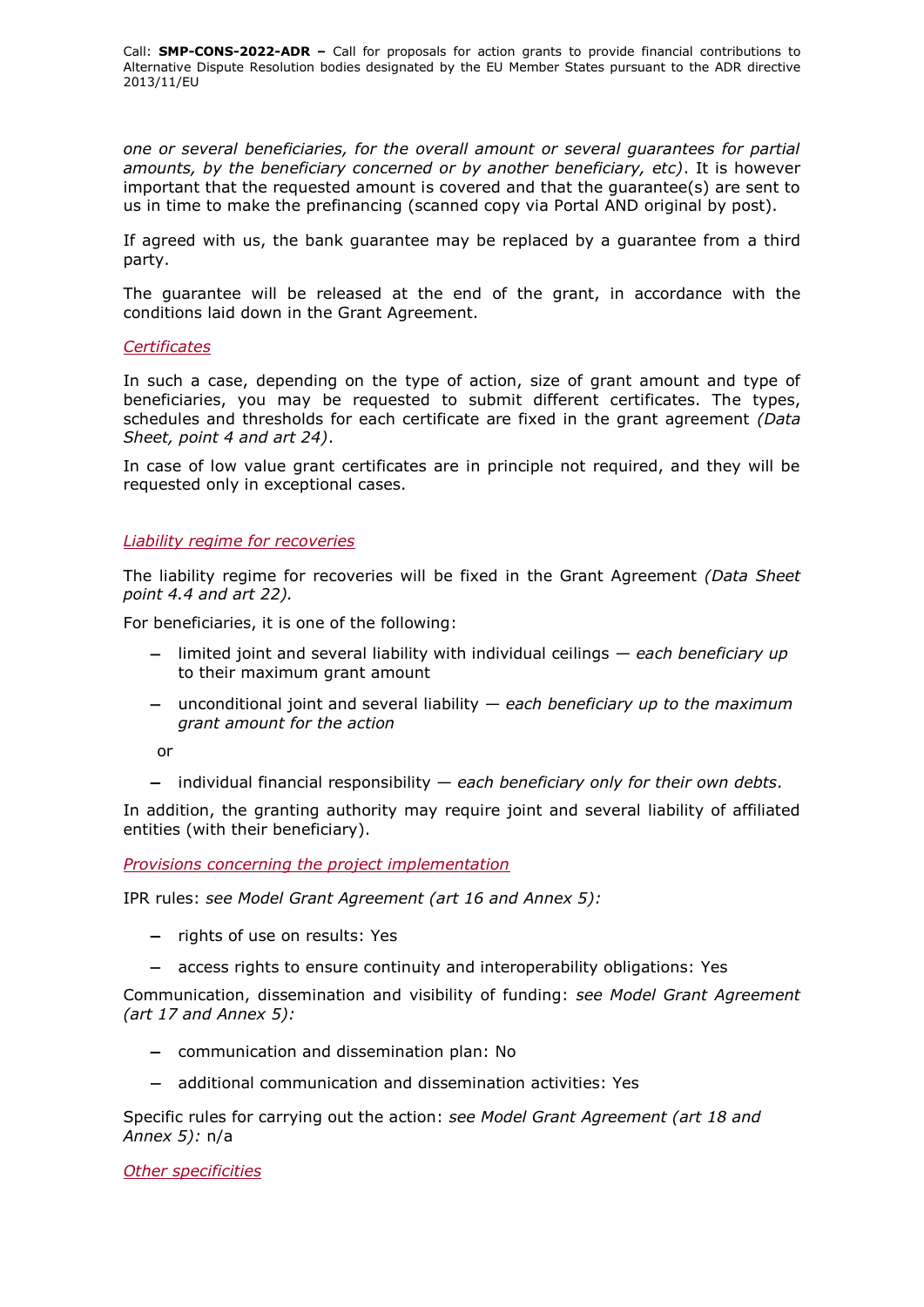*one or several beneficiaries, for the overall amount or several guarantees for partial amounts, by the beneficiary concerned or by another beneficiary, etc)*. It is however important that the requested amount is covered and that the guarantee(s) are sent to us in time to make the prefinancing (scanned copy via Portal AND original by post).

If agreed with us, the bank guarantee may be replaced by a guarantee from a third party.

The guarantee will be released at the end of the grant, in accordance with the conditions laid down in the Grant Agreement.

*Certificates*

In such a case, depending on the type of action, size of grant amount and type of beneficiaries, you may be requested to submit different certificates. The types, schedules and thresholds for each certificate are fixed in the grant agreement *(Data Sheet, point 4 and art 24)*.

In case of low value grant certificates are in principle not required, and they will be requested only in exceptional cases.

*Liability regime for recoveries*

The liability regime for recoveries will be fixed in the Grant Agreement *(Data Sheet point 4.4 and art 22).*

For beneficiaries, it is one of the following:

- limited joint and several liability with individual ceilings — *each beneficiary up to their maximum grant amount*
- unconditional joint and several liability — *each beneficiary up to the maximum grant amount for the action*

or

- individual financial responsibility — *each beneficiary only for their own debts*.

In addition, the granting authority may require joint and several liability of affiliated entities (with their beneficiary).

*Provisions concerning the project implementation*

IPR rules: *see Model Grant Agreement (art 16 and Annex 5):*

- rights of use on results: Yes
- access rights to ensure continuity and interoperability obligations: Yes

Communication, dissemination and visibility of funding: *see Model Grant Agreement (art 17 and Annex 5):*

- communication and dissemination plan: No
- additional communication and dissemination activities: Yes

Specific rules for carrying out the action: *see Model Grant Agreement (art 18 and Annex 5):* n/a

*Other specificities*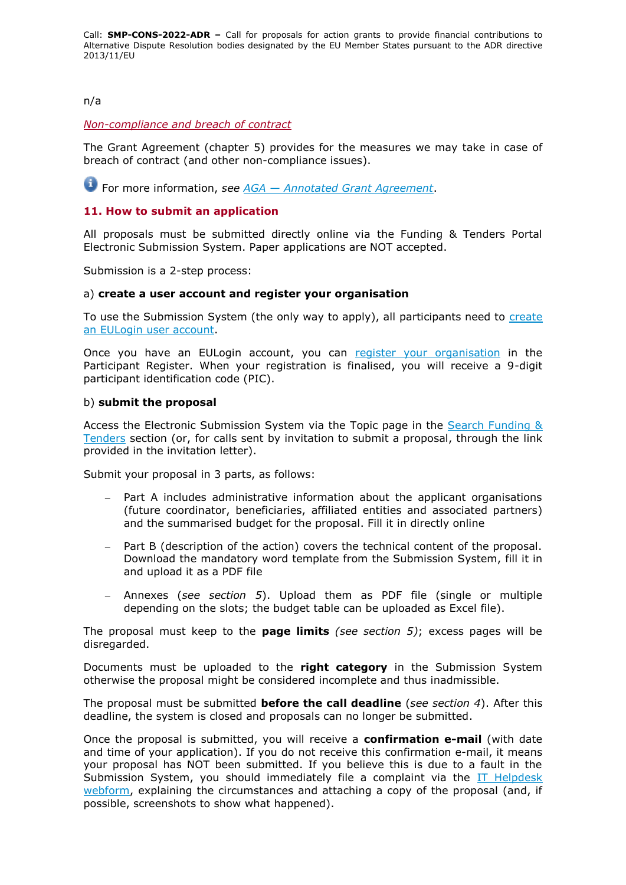n/a

*Non-compliance and breach of contract*

The Grant Agreement (chapter 5) provides for the measures we may take in case of breach of contract (and other non-compliance issues).

For more information, *see AGA — Annotated Grant Agreement*.

## 11. How to submit an application

All proposals must be submitted directly online via the Funding & Tenders Portal Electronic Submission System. Paper applications are NOT accepted.

Submission is a 2-step process:

a) **create a user account and register your organisation**

To use the Submission System (the only way to apply), all participants need to create an EULogin user account.

Once you have an EULogin account, you can register your organisation in the Participant Register. When your registration is finalised, you will receive a 9-digit participant identification code (PIC).

b) **submit the proposal**

Access the Electronic Submission System via the Topic page in the Search Funding & Tenders section (or, for calls sent by invitation to submit a proposal, through the link provided in the invitation letter).

Submit your proposal in 3 parts, as follows:

- Part A includes administrative information about the applicant organisations (future coordinator, beneficiaries, affiliated entities and associated partners) and the summarised budget for the proposal. Fill it in directly online
- Part B (description of the action) covers the technical content of the proposal. Download the mandatory word template from the Submission System, fill it in and upload it as a PDF file
- Annexes (*see section 5*). Upload them as PDF file (single or multiple depending on the slots; the budget table can be uploaded as Excel file).

The proposal must keep to the **page limits** *(see section 5)*; excess pages will be disregarded.

Documents must be uploaded to the **right category** in the Submission System otherwise the proposal might be considered incomplete and thus inadmissible.

The proposal must be submitted **before the call deadline** (*see section 4*). After this deadline, the system is closed and proposals can no longer be submitted.

Once the proposal is submitted, you will receive a **confirmation e-mail** (with date and time of your application). If you do not receive this confirmation e-mail, it means your proposal has NOT been submitted. If you believe this is due to a fault in the Submission System, you should immediately file a complaint via the IT Helpdesk webform, explaining the circumstances and attaching a copy of the proposal (and, if possible, screenshots to show what happened).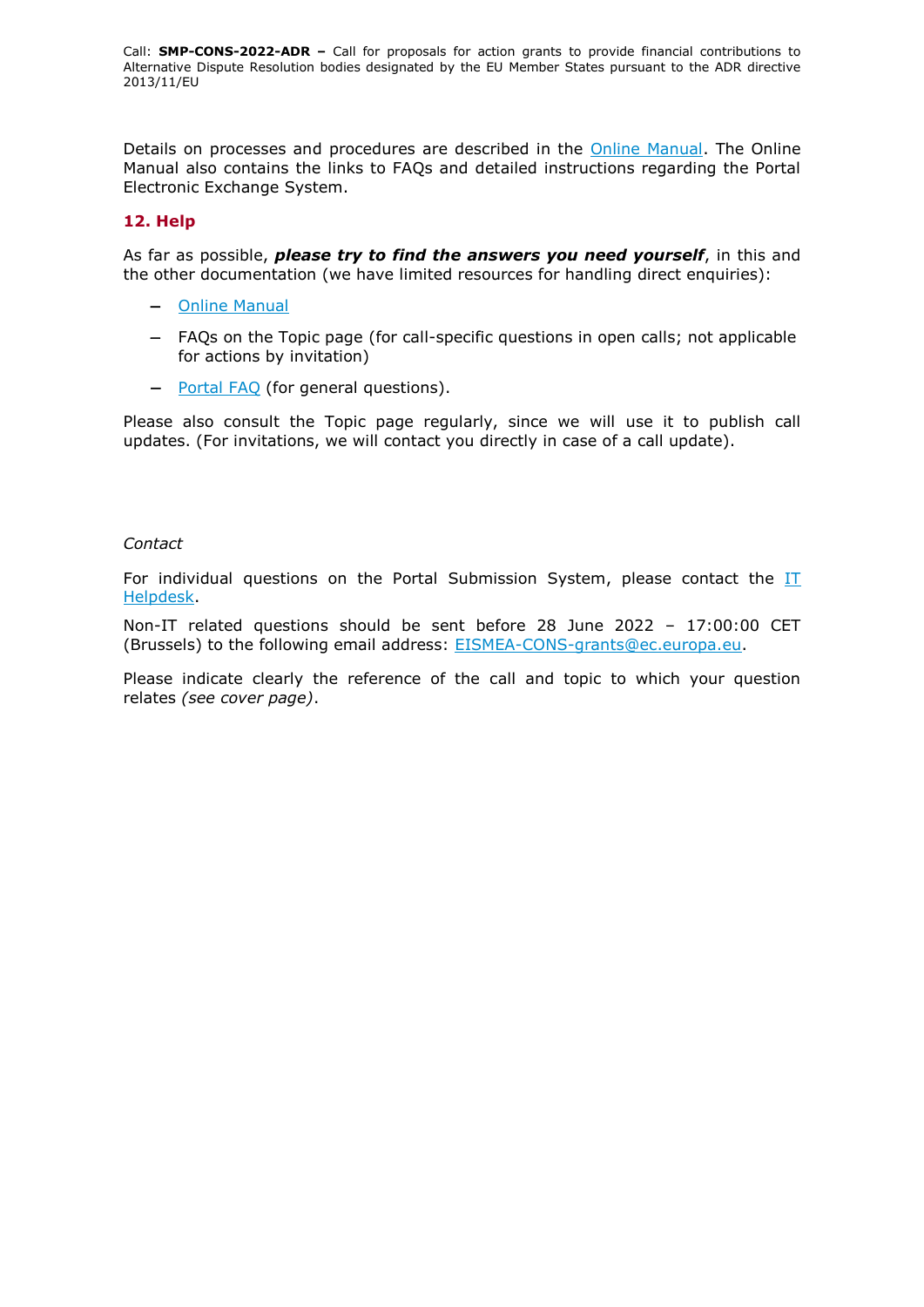Details on processes and procedures are described in the Online Manual. The Online Manual also contains the links to FAQs and detailed instructions regarding the Portal Electronic Exchange System.

## 12. Help

As far as possible, ***please try to find the answers you need yourself***, in this and the other documentation (we have limited resources for handling direct enquiries):

- Online Manual
- FAQs on the Topic page (for call-specific questions in open calls; not applicable for actions by invitation)
- Portal FAQ (for general questions).

Please also consult the Topic page regularly, since we will use it to publish call updates. (For invitations, we will contact you directly in case of a call update).

*Contact*

For individual questions on the Portal Submission System, please contact the IT Helpdesk.

Non-IT related questions should be sent before 28 June 2022 – 17:00:00 CET (Brussels) to the following email address: EISMEA-CONS-grants@ec.europa.eu.

Please indicate clearly the reference of the call and topic to which your question relates *(see cover page)*.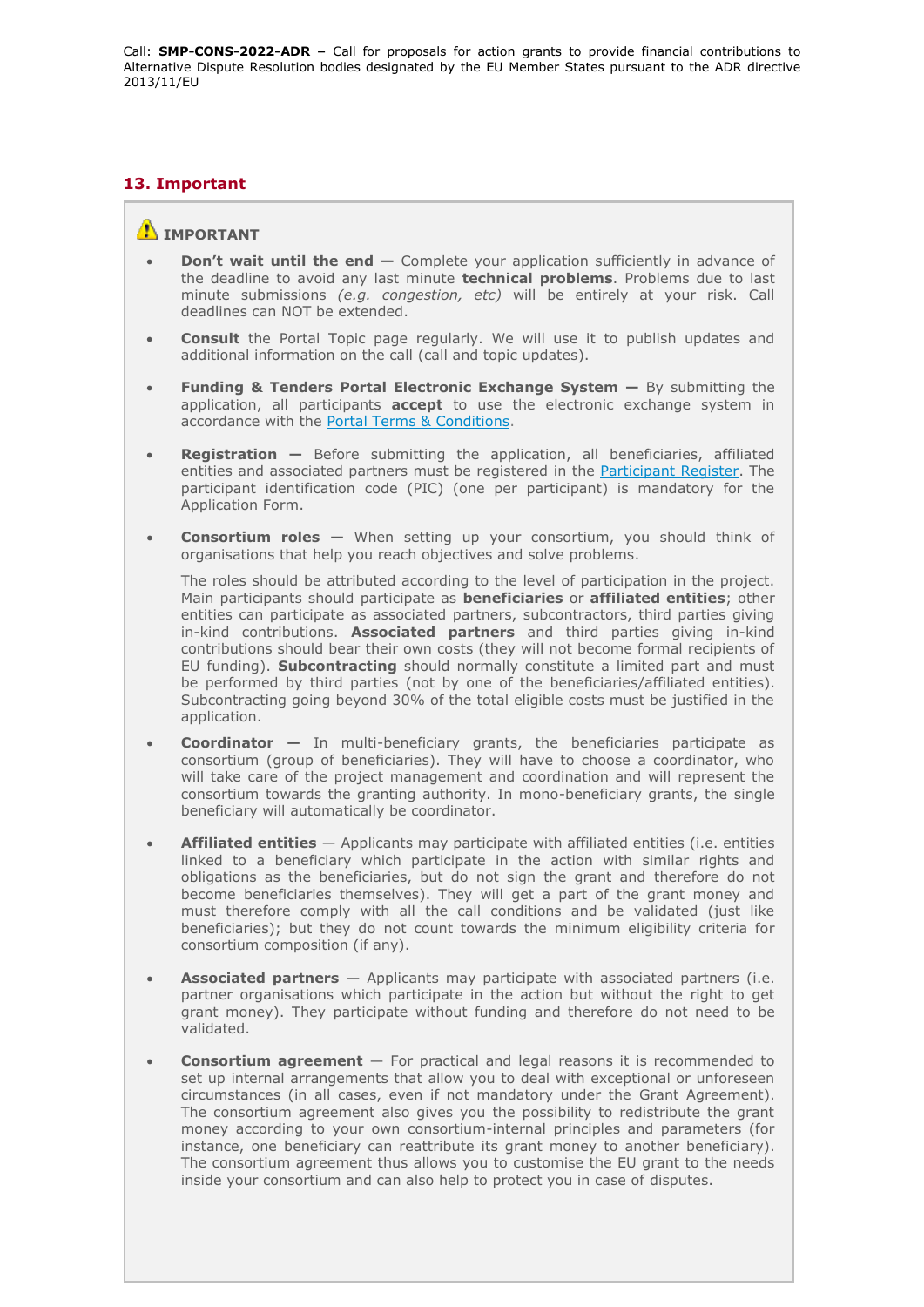## 13. Important

**IMPORTANT**

- **Don't wait until the end —** Complete your application sufficiently in advance of the deadline to avoid any last minute **technical problems**. Problems due to last minute submissions *(e.g. congestion, etc)* will be entirely at your risk. Call deadlines can NOT be extended.

- **Consult** the Portal Topic page regularly. We will use it to publish updates and additional information on the call (call and topic updates).

- **Funding & Tenders Portal Electronic Exchange System —** By submitting the application, all participants **accept** to use the electronic exchange system in accordance with the Portal Terms & Conditions.

- **Registration —** Before submitting the application, all beneficiaries, affiliated entities and associated partners must be registered in the Participant Register. The participant identification code (PIC) (one per participant) is mandatory for the Application Form.

- **Consortium roles —** When setting up your consortium, you should think of organisations that help you reach objectives and solve problems.

  The roles should be attributed according to the level of participation in the project. Main participants should participate as **beneficiaries** or **affiliated entities**; other entities can participate as associated partners, subcontractors, third parties giving in-kind contributions. **Associated partners** and third parties giving in-kind contributions should bear their own costs (they will not become formal recipients of EU funding). **Subcontracting** should normally constitute a limited part and must be performed by third parties (not by one of the beneficiaries/affiliated entities). Subcontracting going beyond 30% of the total eligible costs must be justified in the application.

- **Coordinator —** In multi-beneficiary grants, the beneficiaries participate as consortium (group of beneficiaries). They will have to choose a coordinator, who will take care of the project management and coordination and will represent the consortium towards the granting authority. In mono-beneficiary grants, the single beneficiary will automatically be coordinator.

- **Affiliated entities** — Applicants may participate with affiliated entities (i.e. entities linked to a beneficiary which participate in the action with similar rights and obligations as the beneficiaries, but do not sign the grant and therefore do not become beneficiaries themselves). They will get a part of the grant money and must therefore comply with all the call conditions and be validated (just like beneficiaries); but they do not count towards the minimum eligibility criteria for consortium composition (if any).

- **Associated partners** — Applicants may participate with associated partners (i.e. partner organisations which participate in the action but without the right to get grant money). They participate without funding and therefore do not need to be validated.

- **Consortium agreement** — For practical and legal reasons it is recommended to set up internal arrangements that allow you to deal with exceptional or unforeseen circumstances (in all cases, even if not mandatory under the Grant Agreement). The consortium agreement also gives you the possibility to redistribute the grant money according to your own consortium-internal principles and parameters (for instance, one beneficiary can reattribute its grant money to another beneficiary). The consortium agreement thus allows you to customise the EU grant to the needs inside your consortium and can also help to protect you in case of disputes.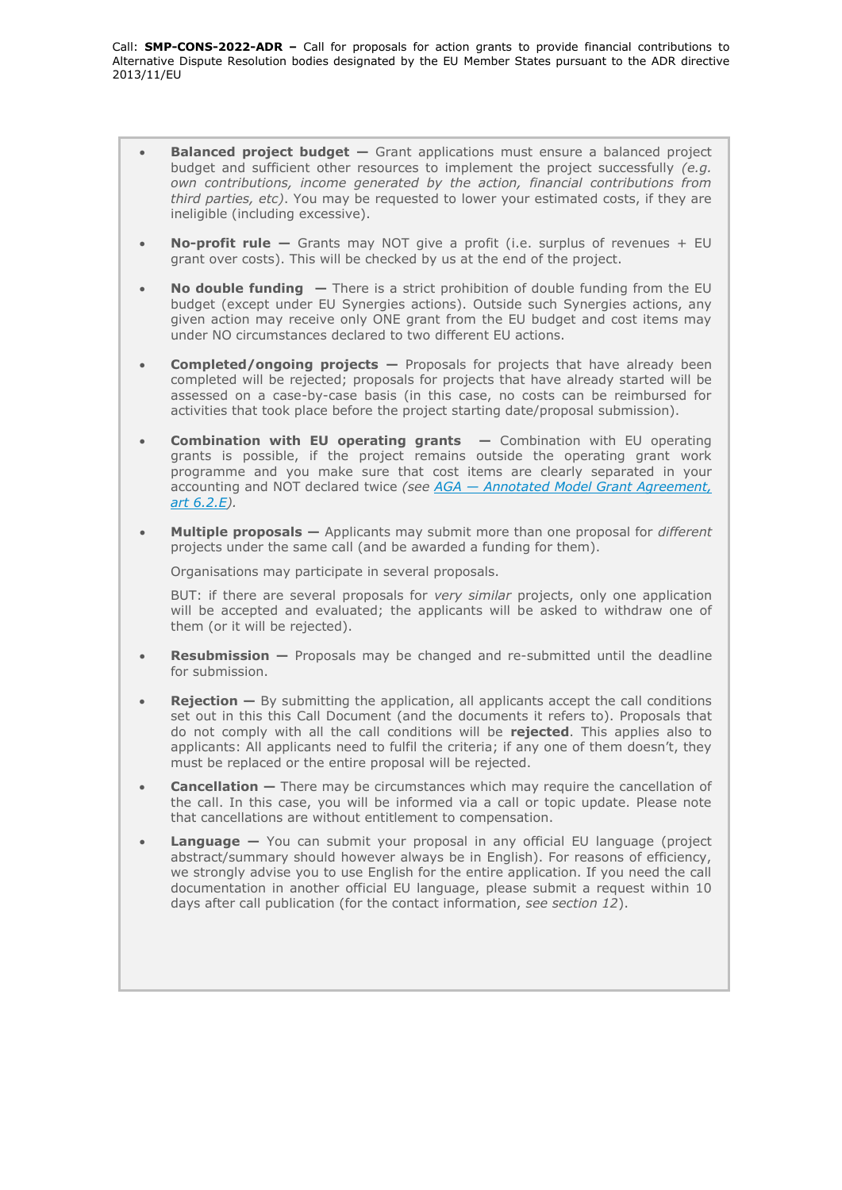- **Balanced project budget —** Grant applications must ensure a balanced project budget and sufficient other resources to implement the project successfully *(e.g. own contributions, income generated by the action, financial contributions from third parties, etc)*. You may be requested to lower your estimated costs, if they are ineligible (including excessive).

- **No-profit rule —** Grants may NOT give a profit (i.e. surplus of revenues + EU grant over costs). This will be checked by us at the end of the project.

- **No double funding —** There is a strict prohibition of double funding from the EU budget (except under EU Synergies actions). Outside such Synergies actions, any given action may receive only ONE grant from the EU budget and cost items may under NO circumstances declared to two different EU actions.

- **Completed/ongoing projects —** Proposals for projects that have already been completed will be rejected; proposals for projects that have already started will be assessed on a case-by-case basis (in this case, no costs can be reimbursed for activities that took place before the project starting date/proposal submission).

- **Combination with EU operating grants —** Combination with EU operating grants is possible, if the project remains outside the operating grant work programme and you make sure that cost items are clearly separated in your accounting and NOT declared twice *(see AGA — Annotated Model Grant Agreement, art 6.2.E)*.

- **Multiple proposals —** Applicants may submit more than one proposal for *different* projects under the same call (and be awarded a funding for them).

  Organisations may participate in several proposals.

  BUT: if there are several proposals for *very similar* projects, only one application will be accepted and evaluated; the applicants will be asked to withdraw one of them (or it will be rejected).

- **Resubmission —** Proposals may be changed and re-submitted until the deadline for submission.

- **Rejection —** By submitting the application, all applicants accept the call conditions set out in this this Call Document (and the documents it refers to). Proposals that do not comply with all the call conditions will be **rejected**. This applies also to applicants: All applicants need to fulfil the criteria; if any one of them doesn't, they must be replaced or the entire proposal will be rejected.

- **Cancellation —** There may be circumstances which may require the cancellation of the call. In this case, you will be informed via a call or topic update. Please note that cancellations are without entitlement to compensation.

- **Language —** You can submit your proposal in any official EU language (project abstract/summary should however always be in English). For reasons of efficiency, we strongly advise you to use English for the entire application. If you need the call documentation in another official EU language, please submit a request within 10 days after call publication (for the contact information, *see section 12*).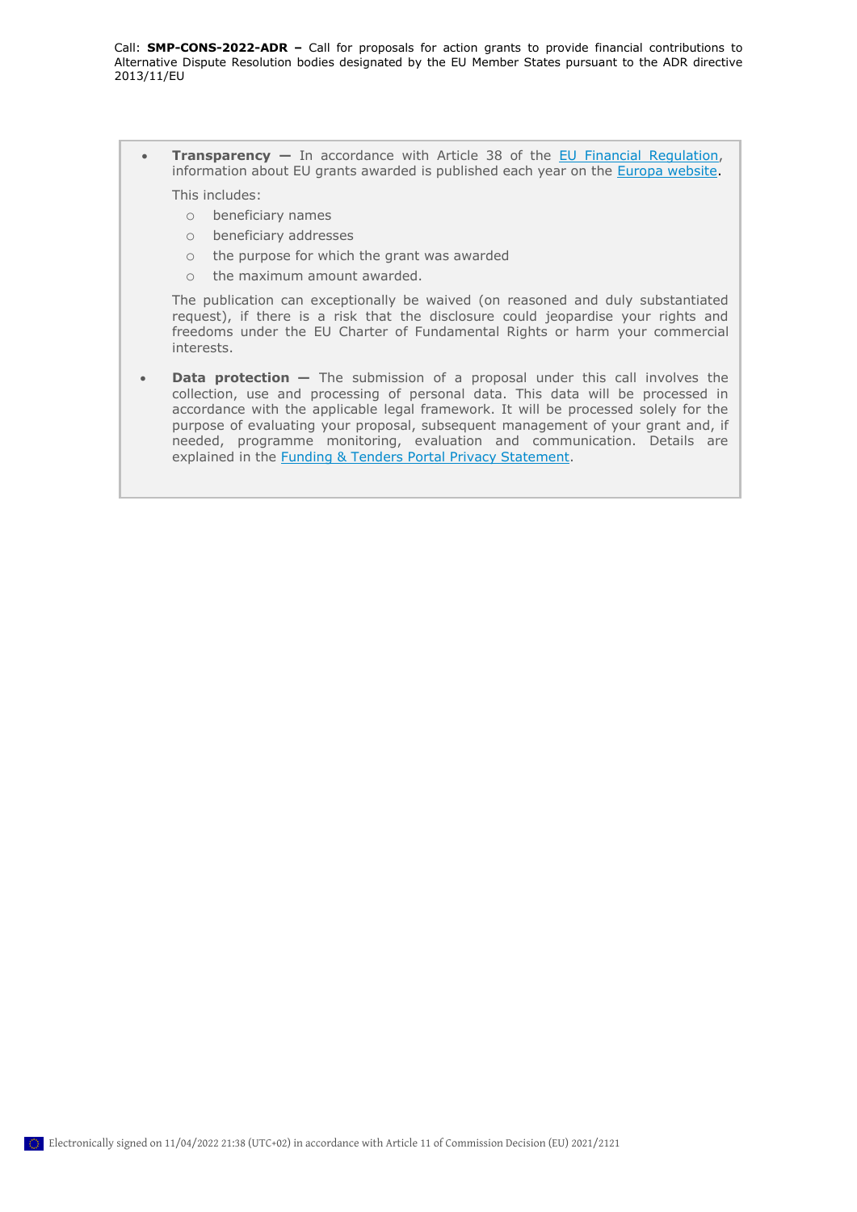- **Transparency —** In accordance with Article 38 of the EU Financial Regulation, information about EU grants awarded is published each year on the Europa website.

  This includes:

  - beneficiary names
  - beneficiary addresses
  - the purpose for which the grant was awarded
  - the maximum amount awarded.

  The publication can exceptionally be waived (on reasoned and duly substantiated request), if there is a risk that the disclosure could jeopardise your rights and freedoms under the EU Charter of Fundamental Rights or harm your commercial interests.

- **Data protection —** The submission of a proposal under this call involves the collection, use and processing of personal data. This data will be processed in accordance with the applicable legal framework. It will be processed solely for the purpose of evaluating your proposal, subsequent management of your grant and, if needed, programme monitoring, evaluation and communication. Details are explained in the Funding & Tenders Portal Privacy Statement.

Electronically signed on 11/04/2022 21:38 (UTC+02) in accordance with Article 11 of Commission Decision (EU) 2021/2121